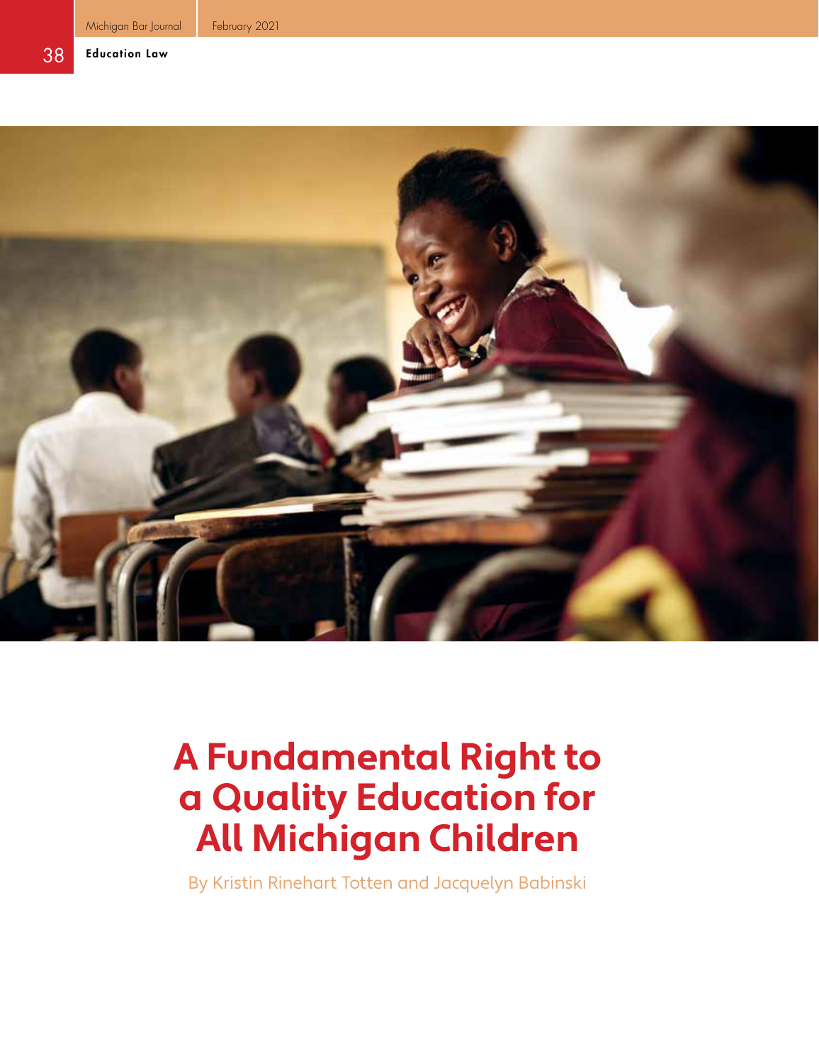Education Law

# A Fundamental Right to a Quality Education for All Michigan Children

By Kristin Rinehart Totten and Jacquelyn Babinski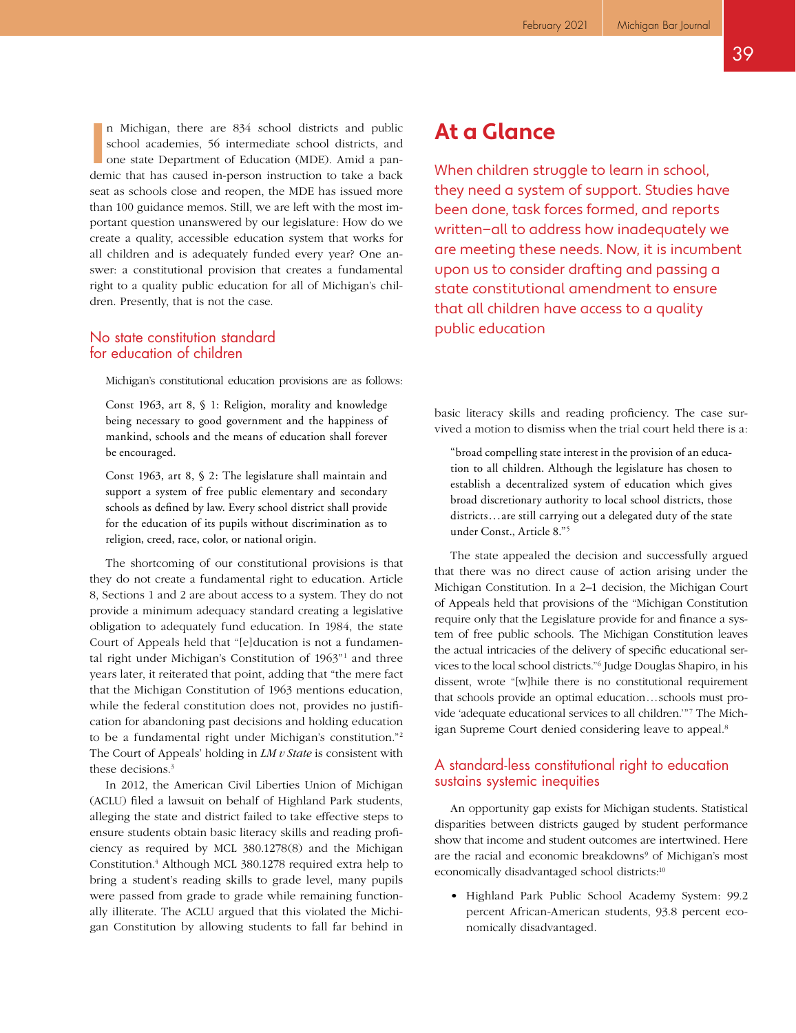In Michigan, there are 834 school districts and public school academies, 56 intermediate school districts, and one state Department of Education (MDE). Amid a pandemic that has caused in-person instruction to take a back seat as schools close and reopen, the MDE has issued more than 100 guidance memos. Still, we are left with the most important question unanswered by our legislature: How do we create a quality, accessible education system that works for all children and is adequately funded every year? One answer: a constitutional provision that creates a fundamental right to a quality public education for all of Michigan's children. Presently, that is not the case.

## At a Glance

When children struggle to learn in school, they need a system of support. Studies have been done, task forces formed, and reports written—all to address how inadequately we are meeting these needs. Now, it is incumbent upon us to consider drafting and passing a state constitutional amendment to ensure that all children have access to a quality public education

## No state constitution standard for education of children

Michigan's constitutional education provisions are as follows:

> Const 1963, art 8, § 1: Religion, morality and knowledge being necessary to good government and the happiness of mankind, schools and the means of education shall forever be encouraged.

> Const 1963, art 8, § 2: The legislature shall maintain and support a system of free public elementary and secondary schools as defined by law. Every school district shall provide for the education of its pupils without discrimination as to religion, creed, race, color, or national origin.

The shortcoming of our constitutional provisions is that they do not create a fundamental right to education. Article 8, Sections 1 and 2 are about access to a system. They do not provide a minimum adequacy standard creating a legislative obligation to adequately fund education. In 1984, the state Court of Appeals held that "[e]ducation is not a fundamental right under Michigan's Constitution of 1963"[1] and three years later, it reiterated that point, adding that "the mere fact that the Michigan Constitution of 1963 mentions education, while the federal constitution does not, provides no justification for abandoning past decisions and holding education to be a fundamental right under Michigan's constitution."[2] The Court of Appeals' holding in *LM v State* is consistent with these decisions.[3]

In 2012, the American Civil Liberties Union of Michigan (ACLU) filed a lawsuit on behalf of Highland Park students, alleging the state and district failed to take effective steps to ensure students obtain basic literacy skills and reading proficiency as required by MCL 380.1278(8) and the Michigan Constitution.[4] Although MCL 380.1278 required extra help to bring a student's reading skills to grade level, many pupils were passed from grade to grade while remaining functionally illiterate. The ACLU argued that this violated the Michigan Constitution by allowing students to fall far behind in basic literacy skills and reading proficiency. The case survived a motion to dismiss when the trial court held there is a:

> "broad compelling state interest in the provision of an education to all children. Although the legislature has chosen to establish a decentralized system of education which gives broad discretionary authority to local school districts, those districts…are still carrying out a delegated duty of the state under Const., Article 8."[5]

The state appealed the decision and successfully argued that there was no direct cause of action arising under the Michigan Constitution. In a 2–1 decision, the Michigan Court of Appeals held that provisions of the "Michigan Constitution require only that the Legislature provide for and finance a system of free public schools. The Michigan Constitution leaves the actual intricacies of the delivery of specific educational services to the local school districts."[6] Judge Douglas Shapiro, in his dissent, wrote "[w]hile there is no constitutional requirement that schools provide an optimal education…schools must provide 'adequate educational services to all children.'"[7] The Michigan Supreme Court denied considering leave to appeal.[8]

## A standard-less constitutional right to education sustains systemic inequities

An opportunity gap exists for Michigan students. Statistical disparities between districts gauged by student performance show that income and student outcomes are intertwined. Here are the racial and economic breakdowns[9] of Michigan's most economically disadvantaged school districts:[10]

- Highland Park Public School Academy System: 99.2 percent African-American students, 93.8 percent economically disadvantaged.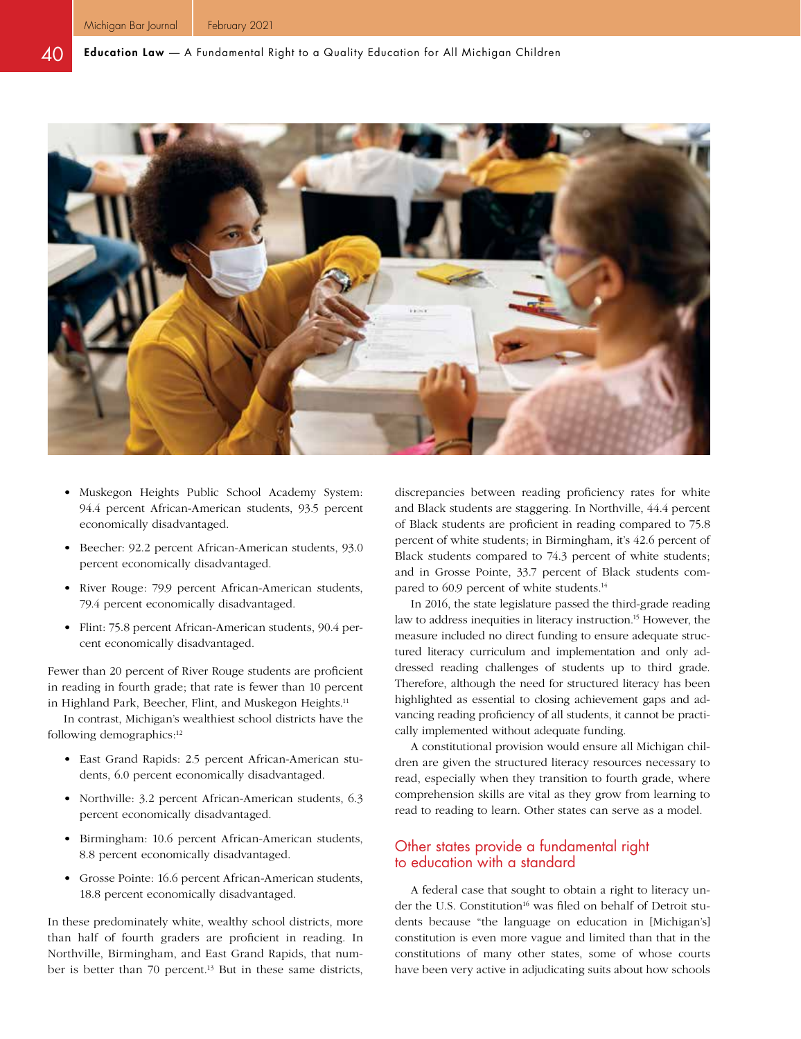- Muskegon Heights Public School Academy System: 94.4 percent African-American students, 93.5 percent economically disadvantaged.
- Beecher: 92.2 percent African-American students, 93.0 percent economically disadvantaged.
- River Rouge: 79.9 percent African-American students, 79.4 percent economically disadvantaged.
- Flint: 75.8 percent African-American students, 90.4 percent economically disadvantaged.

Fewer than 20 percent of River Rouge students are proficient in reading in fourth grade; that rate is fewer than 10 percent in Highland Park, Beecher, Flint, and Muskegon Heights.[11]

In contrast, Michigan's wealthiest school districts have the following demographics:[12]

- East Grand Rapids: 2.5 percent African-American students, 6.0 percent economically disadvantaged.
- Northville: 3.2 percent African-American students, 6.3 percent economically disadvantaged.
- Birmingham: 10.6 percent African-American students, 8.8 percent economically disadvantaged.
- Grosse Pointe: 16.6 percent African-American students, 18.8 percent economically disadvantaged.

In these predominately white, wealthy school districts, more than half of fourth graders are proficient in reading. In Northville, Birmingham, and East Grand Rapids, that number is better than 70 percent.[13] But in these same districts, discrepancies between reading proficiency rates for white and Black students are staggering. In Northville, 44.4 percent of Black students are proficient in reading compared to 75.8 percent of white students; in Birmingham, it's 42.6 percent of Black students compared to 74.3 percent of white students; and in Grosse Pointe, 33.7 percent of Black students compared to 60.9 percent of white students.[14]

In 2016, the state legislature passed the third-grade reading law to address inequities in literacy instruction.[15] However, the measure included no direct funding to ensure adequate structured literacy curriculum and implementation and only addressed reading challenges of students up to third grade. Therefore, although the need for structured literacy has been highlighted as essential to closing achievement gaps and advancing reading proficiency of all students, it cannot be practically implemented without adequate funding.

A constitutional provision would ensure all Michigan children are given the structured literacy resources necessary to read, especially when they transition to fourth grade, where comprehension skills are vital as they grow from learning to read to reading to learn. Other states can serve as a model.

## Other states provide a fundamental right to education with a standard

A federal case that sought to obtain a right to literacy under the U.S. Constitution[16] was filed on behalf of Detroit students because "the language on education in [Michigan's] constitution is even more vague and limited than that in the constitutions of many other states, some of whose courts have been very active in adjudicating suits about how schools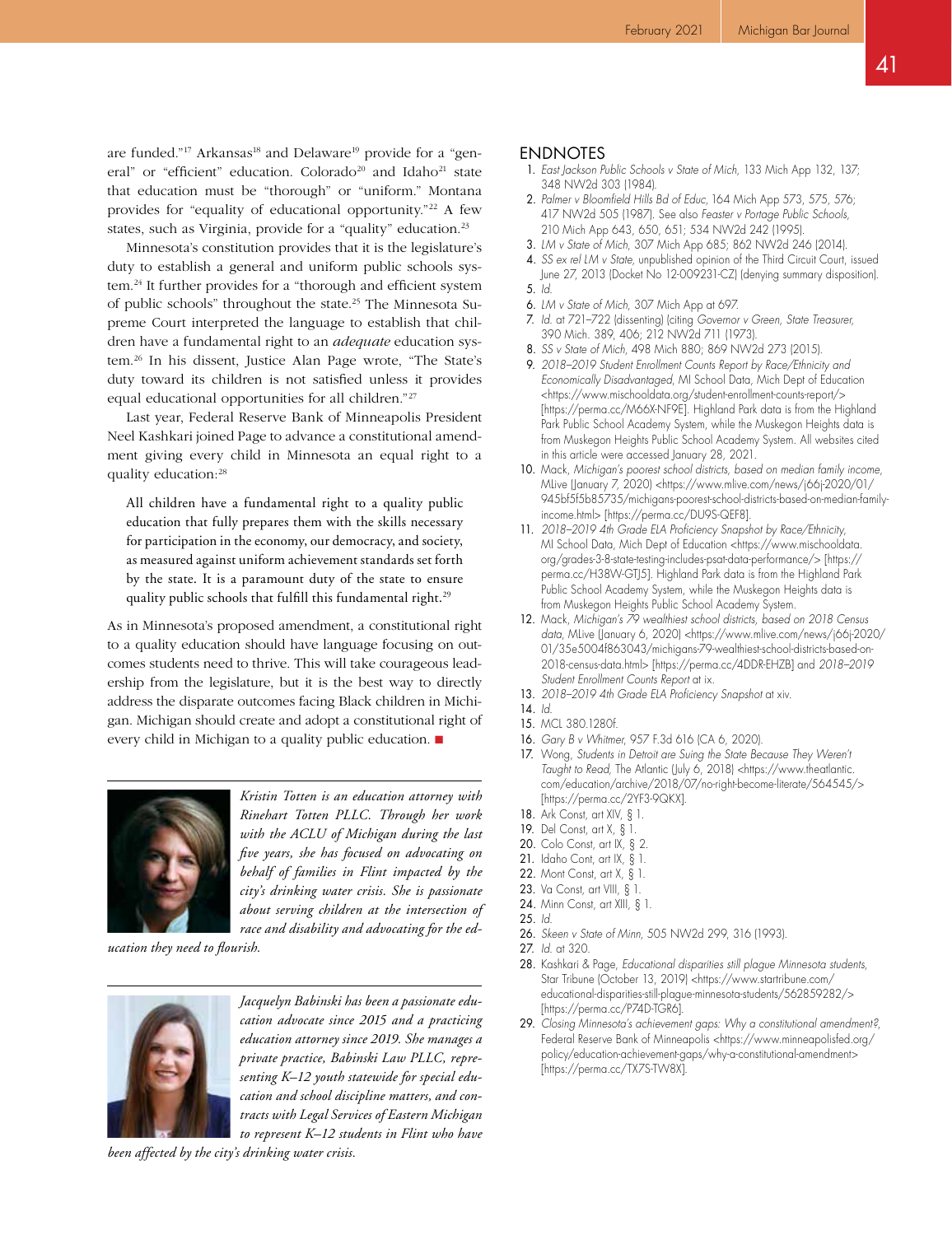are funded."[17] Arkansas[18] and Delaware[19] provide for a "general" or "efficient" education. Colorado[20] and Idaho[21] state that education must be "thorough" or "uniform." Montana provides for "equality of educational opportunity."[22] A few states, such as Virginia, provide for a "quality" education.[23]

Minnesota's constitution provides that it is the legislature's duty to establish a general and uniform public schools system.[24] It further provides for a "thorough and efficient system of public schools" throughout the state.[25] The Minnesota Supreme Court interpreted the language to establish that children have a fundamental right to an *adequate* education system.[26] In his dissent, Justice Alan Page wrote, "The State's duty toward its children is not satisfied unless it provides equal educational opportunities for all children."[27]

Last year, Federal Reserve Bank of Minneapolis President Neel Kashkari joined Page to advance a constitutional amendment giving every child in Minnesota an equal right to a quality education:[28]

> All children have a fundamental right to a quality public education that fully prepares them with the skills necessary for participation in the economy, our democracy, and society, as measured against uniform achievement standards set forth by the state. It is a paramount duty of the state to ensure quality public schools that fulfill this fundamental right.[29]

As in Minnesota's proposed amendment, a constitutional right to a quality education should have language focusing on outcomes students need to thrive. This will take courageous leadership from the legislature, but it is the best way to directly address the disparate outcomes facing Black children in Michigan. Michigan should create and adopt a constitutional right of every child in Michigan to a quality public education. ■

*Kristin Totten is an education attorney with Rinehart Totten PLLC. Through her work with the ACLU of Michigan during the last five years, she has focused on advocating on behalf of families in Flint impacted by the city's drinking water crisis. She is passionate about serving children at the intersection of race and disability and advocating for the education they need to flourish.*

*Jacquelyn Babinski has been a passionate education advocate since 2015 and a practicing education attorney since 2019. She manages a private practice, Babinski Law PLLC, representing K–12 youth statewide for special education and school discipline matters, and contracts with Legal Services of Eastern Michigan to represent K–12 students in Flint who have been affected by the city's drinking water crisis.*

## ENDNOTES

1. *East Jackson Public Schools v State of Mich*, 133 Mich App 132, 137; 348 NW2d 303 (1984).
2. *Palmer v Bloomfield Hills Bd of Educ*, 164 Mich App 573, 575, 576; 417 NW2d 505 (1987). See also *Feaster v Portage Public Schools*, 210 Mich App 643, 650, 651; 534 NW2d 242 (1995).
3. *LM v State of Mich*, 307 Mich App 685; 862 NW2d 246 (2014).
4. *SS ex rel LM v State*, unpublished opinion of the Third Circuit Court, issued June 27, 2013 (Docket No 12-009231-CZ) (denying summary disposition).
5. *Id.*
6. *LM v State of Mich*, 307 Mich App at 697.
7. *Id.* at 721–722 (dissenting) (citing *Governor v Green, State Treasurer*, 390 Mich. 389, 406; 212 NW2d 711 (1973).
8. *SS v State of Mich*, 498 Mich 880; 869 NW2d 273 (2015).
9. *2018–2019 Student Enrollment Counts Report by Race/Ethnicity and Economically Disadvantaged*, MI School Data, Mich Dept of Education <https://www.mischooldata.org/student-enrollment-counts-report/> [https://perma.cc/M66X-NF9E]. Highland Park data is from the Highland Park Public School Academy System, while the Muskegon Heights data is from Muskegon Heights Public School Academy System. All websites cited in this article were accessed January 28, 2021.
10. Mack, *Michigan's poorest school districts, based on median family income*, MLive (January 7, 2020) <https://www.mlive.com/news/j66j-2020/01/945bf5f5b85735/michigans-poorest-school-districts-based-on-median-family-income.html> [https://perma.cc/DU9S-QEF8].
11. *2018–2019 4th Grade ELA Proficiency Snapshot by Race/Ethnicity*, MI School Data, Mich Dept of Education <https://www.mischooldata.org/grades-3-8-state-testing-includes-psat-data-performance/> [https://perma.cc/H38W-GTJ5]. Highland Park data is from the Highland Park Public School Academy System, while the Muskegon Heights data is from Muskegon Heights Public School Academy System.
12. Mack, *Michigan's 79 wealthiest school districts, based on 2018 Census data*, MLive (January 6, 2020) <https://www.mlive.com/news/j66j-2020/01/35e5004f863043/michigans-79-wealthiest-school-districts-based-on-2018-census-data.html> [https://perma.cc/4DDR-EHZB] and *2018–2019 Student Enrollment Counts Report* at ix.
13. *2018–2019 4th Grade ELA Proficiency Snapshot* at xiv.
14. *Id.*
15. MCL 380.1280f.
16. *Gary B v Whitmer*, 957 F.3d 616 (CA 6, 2020).
17. Wong, *Students in Detroit are Suing the State Because They Weren't Taught to Read*, The Atlantic (July 6, 2018) <https://www.theatlantic.com/education/archive/2018/07/no-right-become-literate/564545/> [https://perma.cc/2YF3-9QKX].
18. Ark Const, art XIV, § 1.
19. Del Const, art X, § 1.
20. Colo Const, art IX, § 2.
21. Idaho Cont, art IX, § 1.
22. Mont Const, art X, § 1.
23. Va Const, art VIII, § 1.
24. Minn Const, art XIII, § 1.
25. *Id.*
26. *Skeen v State of Minn*, 505 NW2d 299, 316 (1993).
27. *Id.* at 320.
28. Kashkari & Page, *Educational disparities still plague Minnesota students*, Star Tribune (October 13, 2019) <https://www.startribune.com/educational-disparities-still-plague-minnesota-students/562859282/> [https://perma.cc/P74D-TGR6].
29. *Closing Minnesota's achievement gaps: Why a constitutional amendment?*, Federal Reserve Bank of Minneapolis <https://www.minneapolisfed.org/policy/education-achievement-gaps/why-a-constitutional-amendment> [https://perma.cc/TX7S-TW8X].